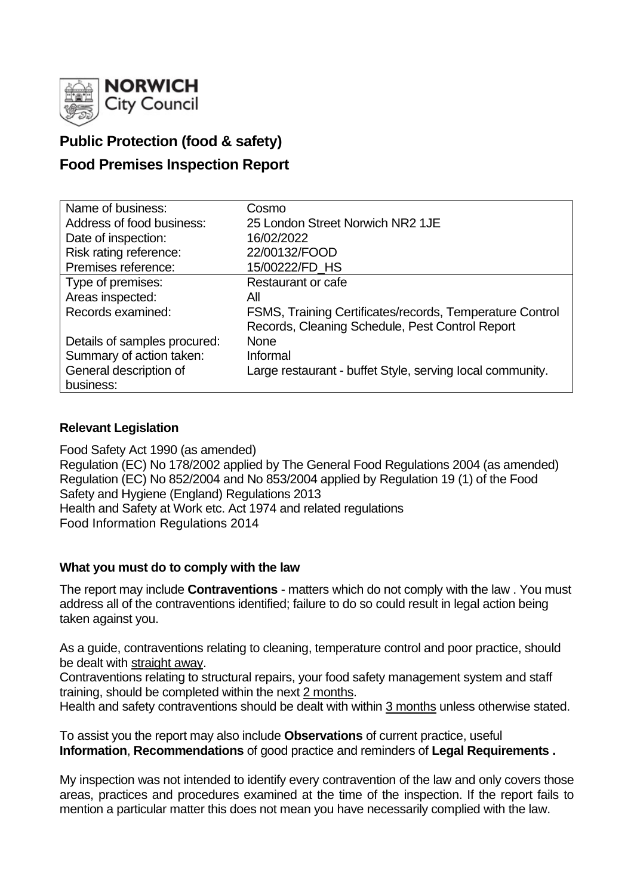**NORWICH City Council**

# Public Protection (food & safety)

## Food Premises Inspection Report

| | |
|---|---|
| Name of business: | Cosmo |
| Address of food business: | 25 London Street Norwich NR2 1JE |
| Date of inspection: | 16/02/2022 |
| Risk rating reference: | 22/00132/FOOD |
| Premises reference: | 15/00222/FD_HS |
| Type of premises: | Restaurant or cafe |
| Areas inspected: | All |
| Records examined: | FSMS, Training Certificates/records, Temperature Control Records, Cleaning Schedule, Pest Control Report |
| Details of samples procured: | None |
| Summary of action taken: | Informal |
| General description of business: | Large restaurant - buffet Style, serving local community. |

### Relevant Legislation

Food Safety Act 1990 (as amended)
Regulation (EC) No 178/2002 applied by The General Food Regulations 2004 (as amended)
Regulation (EC) No 852/2004 and No 853/2004 applied by Regulation 19 (1) of the Food Safety and Hygiene (England) Regulations 2013
Health and Safety at Work etc. Act 1974 and related regulations
Food Information Regulations 2014

### What you must do to comply with the law

The report may include **Contraventions** - matters which do not comply with the law . You must address all of the contraventions identified; failure to do so could result in legal action being taken against you.

As a guide, contraventions relating to cleaning, temperature control and poor practice, should be dealt with straight away.
Contraventions relating to structural repairs, your food safety management system and staff training, should be completed within the next 2 months.
Health and safety contraventions should be dealt with within 3 months unless otherwise stated.

To assist you the report may also include **Observations** of current practice, useful **Information**, **Recommendations** of good practice and reminders of **Legal Requirements .**

My inspection was not intended to identify every contravention of the law and only covers those areas, practices and procedures examined at the time of the inspection. If the report fails to mention a particular matter this does not mean you have necessarily complied with the law.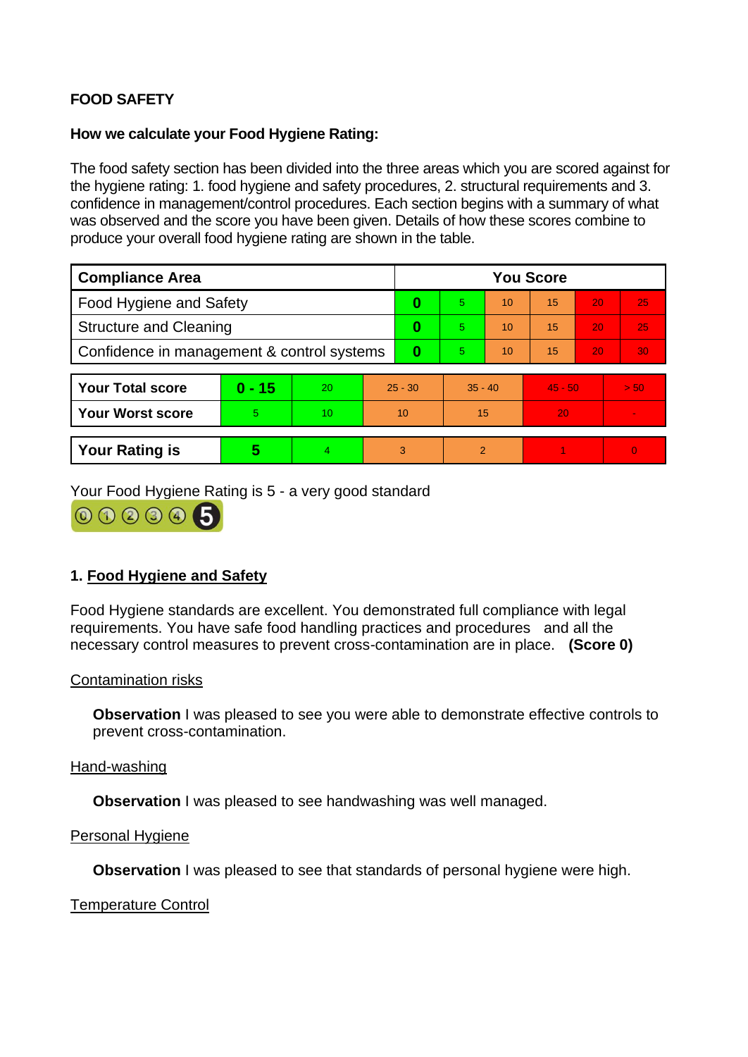**FOOD SAFETY**

**How we calculate your Food Hygiene Rating:**

The food safety section has been divided into the three areas which you are scored against for the hygiene rating: 1. food hygiene and safety procedures, 2. structural requirements and 3. confidence in management/control procedures. Each section begins with a summary of what was observed and the score you have been given. Details of how these scores combine to produce your overall food hygiene rating are shown in the table.

| Compliance Area | You Score | | | | | |
|---|---|---|---|---|---|---|
| Food Hygiene and Safety | **0** | 5 | 10 | 15 | 20 | 25 |
| Structure and Cleaning | **0** | 5 | 10 | 15 | 20 | 25 |
| Confidence in management & control systems | **0** | 5 | 10 | 15 | 20 | 30 |

| | | | | | | |
|---|---|---|---|---|---|---|
| **Your Total score** | **0 - 15** | 20 | 25 - 30 | 35 - 40 | 45 - 50 | > 50 |
| **Your Worst score** | 5 | 10 | 10 | 15 | 20 | - |
| **Your Rating is** | **5** | 4 | 3 | 2 | 1 | 0 |

Your Food Hygiene Rating is 5 - a very good standard

## 1. Food Hygiene and Safety

Food Hygiene standards are excellent. You demonstrated full compliance with legal requirements. You have safe food handling practices and procedures and all the necessary control measures to prevent cross-contamination are in place. **(Score 0)**

Contamination risks

**Observation** I was pleased to see you were able to demonstrate effective controls to prevent cross-contamination.

Hand-washing

**Observation** I was pleased to see handwashing was well managed.

Personal Hygiene

**Observation** I was pleased to see that standards of personal hygiene were high.

Temperature Control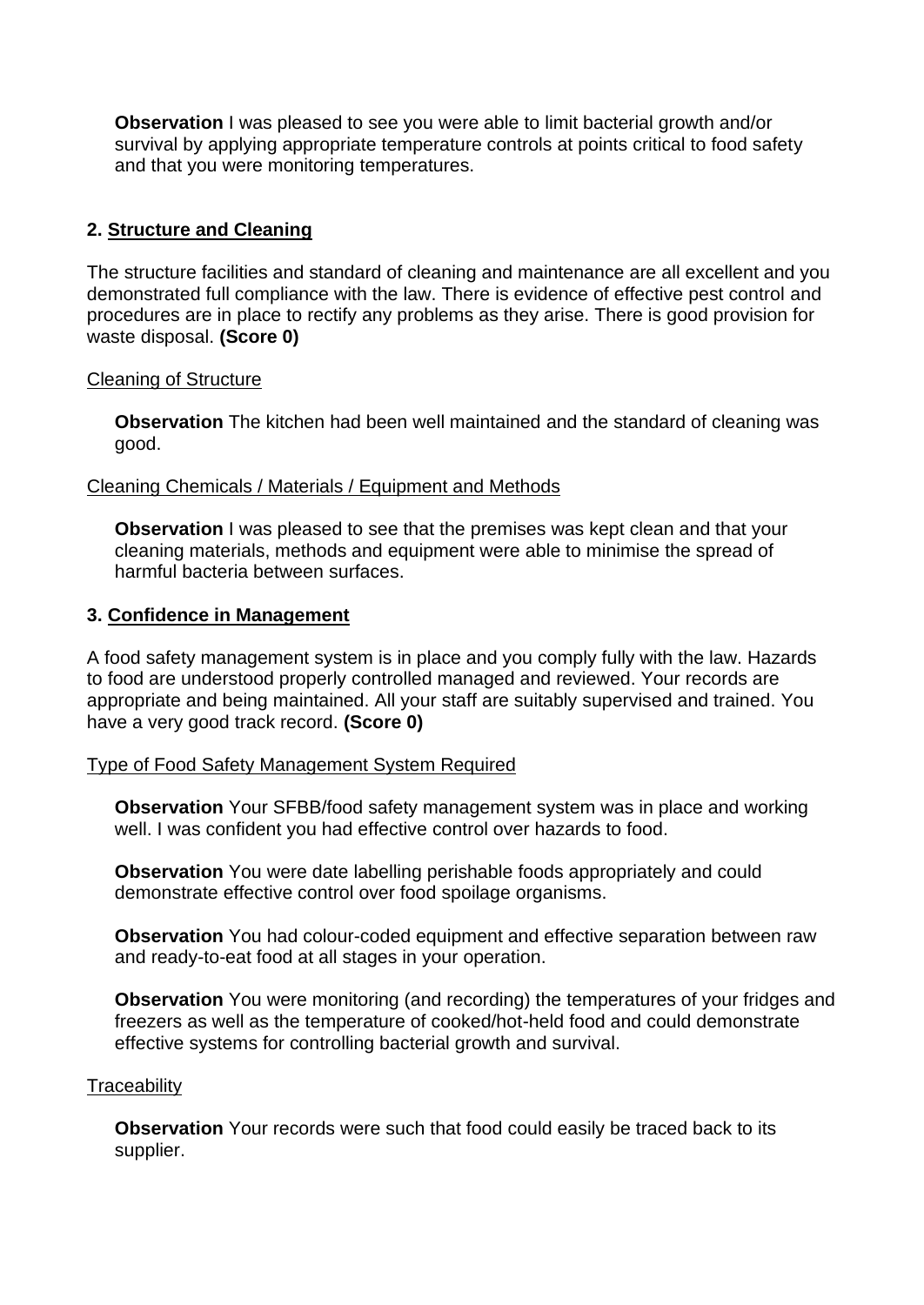**Observation** I was pleased to see you were able to limit bacterial growth and/or survival by applying appropriate temperature controls at points critical to food safety and that you were monitoring temperatures.

## 2. Structure and Cleaning

The structure facilities and standard of cleaning and maintenance are all excellent and you demonstrated full compliance with the law. There is evidence of effective pest control and procedures are in place to rectify any problems as they arise. There is good provision for waste disposal. **(Score 0)**

### Cleaning of Structure

**Observation** The kitchen had been well maintained and the standard of cleaning was good.

### Cleaning Chemicals / Materials / Equipment and Methods

**Observation** I was pleased to see that the premises was kept clean and that your cleaning materials, methods and equipment were able to minimise the spread of harmful bacteria between surfaces.

## 3. Confidence in Management

A food safety management system is in place and you comply fully with the law. Hazards to food are understood properly controlled managed and reviewed. Your records are appropriate and being maintained. All your staff are suitably supervised and trained. You have a very good track record. **(Score 0)**

### Type of Food Safety Management System Required

**Observation** Your SFBB/food safety management system was in place and working well. I was confident you had effective control over hazards to food.

**Observation** You were date labelling perishable foods appropriately and could demonstrate effective control over food spoilage organisms.

**Observation** You had colour-coded equipment and effective separation between raw and ready-to-eat food at all stages in your operation.

**Observation** You were monitoring (and recording) the temperatures of your fridges and freezers as well as the temperature of cooked/hot-held food and could demonstrate effective systems for controlling bacterial growth and survival.

### Traceability

**Observation** Your records were such that food could easily be traced back to its supplier.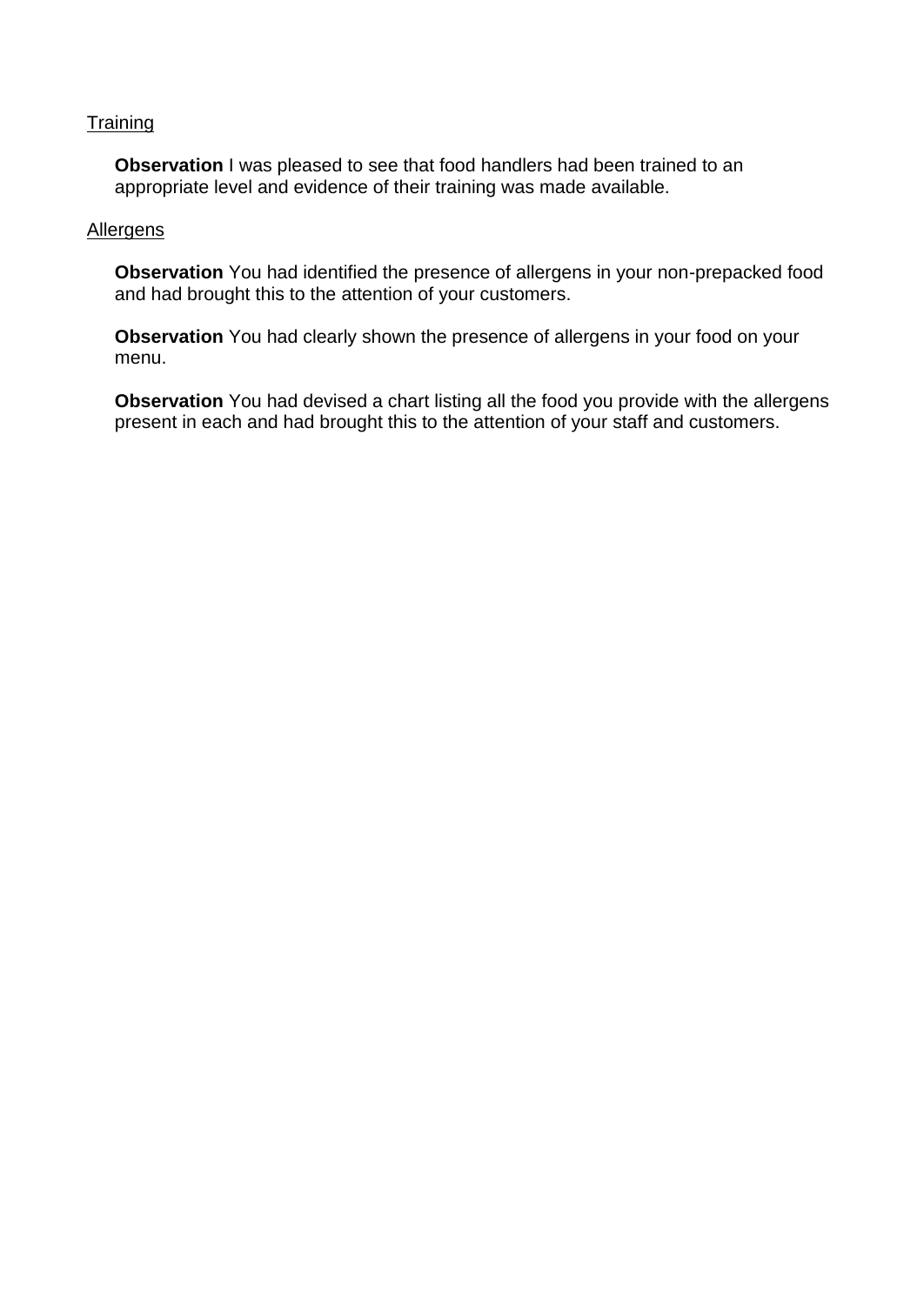Training

**Observation** I was pleased to see that food handlers had been trained to an appropriate level and evidence of their training was made available.

Allergens

**Observation** You had identified the presence of allergens in your non-prepacked food and had brought this to the attention of your customers.

**Observation** You had clearly shown the presence of allergens in your food on your menu.

**Observation** You had devised a chart listing all the food you provide with the allergens present in each and had brought this to the attention of your staff and customers.